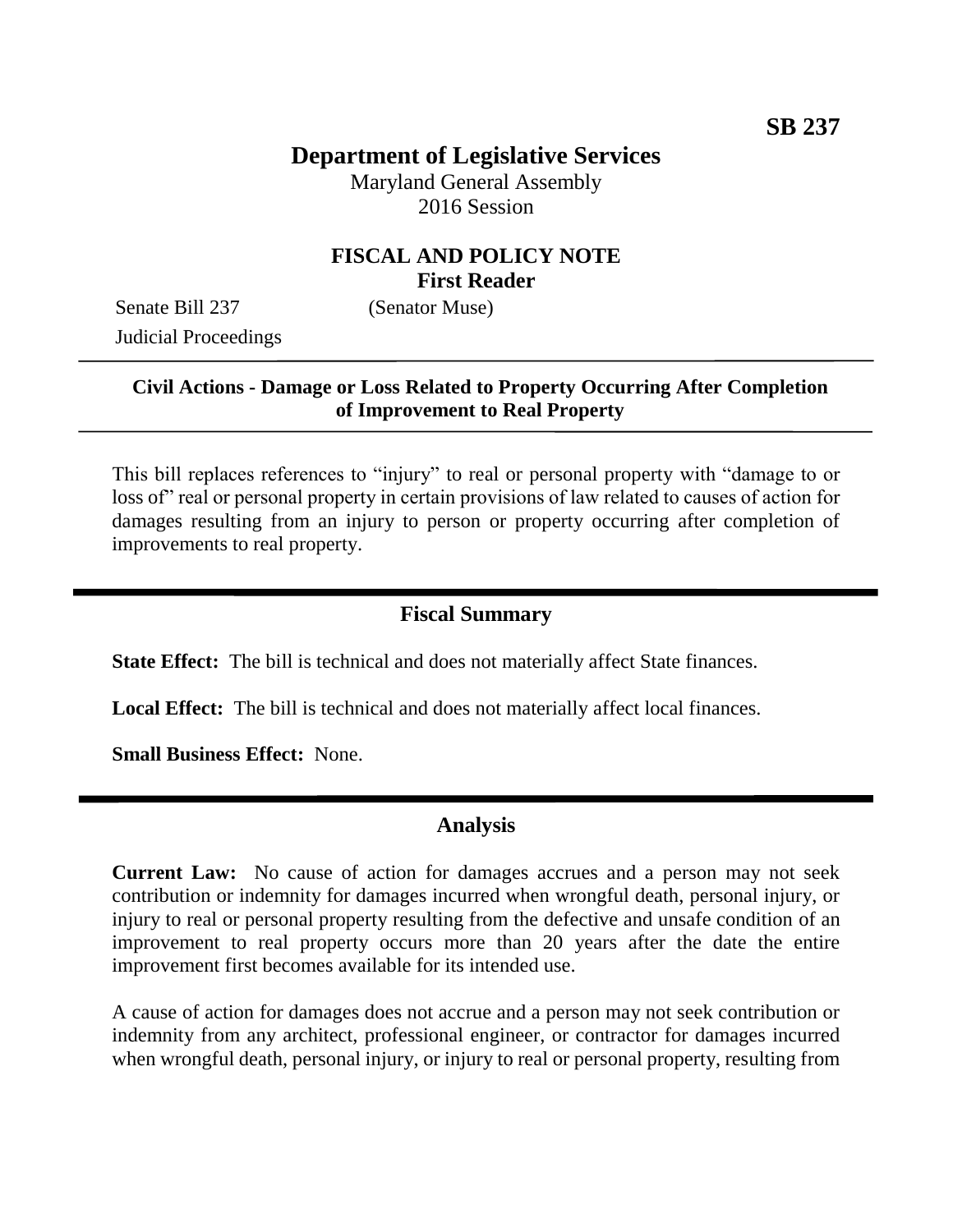**SB 237**

# Department of Legislative Services

Maryland General Assembly
2016 Session

## FISCAL AND POLICY NOTE
**First Reader**

Senate Bill 237 (Senator Muse)
Judicial Proceedings

---

**Civil Actions - Damage or Loss Related to Property Occurring After Completion of Improvement to Real Property**

---

This bill replaces references to "injury" to real or personal property with "damage to or loss of" real or personal property in certain provisions of law related to causes of action for damages resulting from an injury to person or property occurring after completion of improvements to real property.

---

## Fiscal Summary

**State Effect:** The bill is technical and does not materially affect State finances.

**Local Effect:** The bill is technical and does not materially affect local finances.

**Small Business Effect:** None.

---

## Analysis

**Current Law:** No cause of action for damages accrues and a person may not seek contribution or indemnity for damages incurred when wrongful death, personal injury, or injury to real or personal property resulting from the defective and unsafe condition of an improvement to real property occurs more than 20 years after the date the entire improvement first becomes available for its intended use.

A cause of action for damages does not accrue and a person may not seek contribution or indemnity from any architect, professional engineer, or contractor for damages incurred when wrongful death, personal injury, or injury to real or personal property, resulting from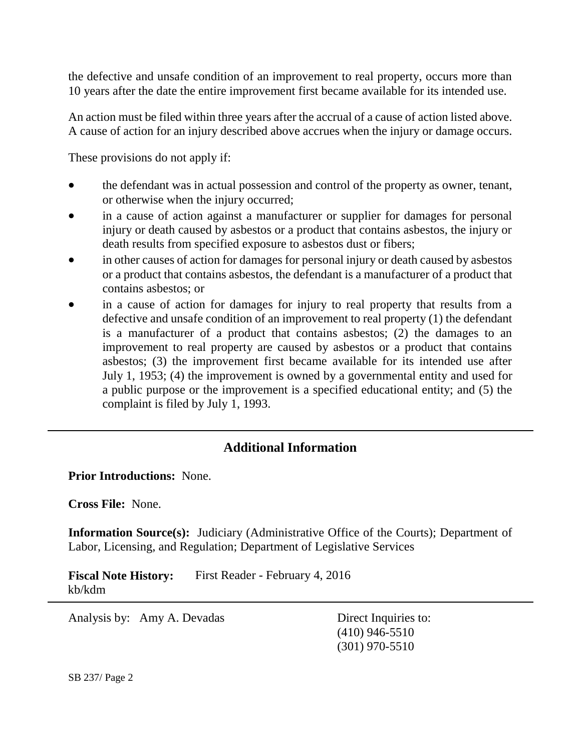the defective and unsafe condition of an improvement to real property, occurs more than 10 years after the date the entire improvement first became available for its intended use.

An action must be filed within three years after the accrual of a cause of action listed above. A cause of action for an injury described above accrues when the injury or damage occurs.

These provisions do not apply if:

- the defendant was in actual possession and control of the property as owner, tenant, or otherwise when the injury occurred;
- in a cause of action against a manufacturer or supplier for damages for personal injury or death caused by asbestos or a product that contains asbestos, the injury or death results from specified exposure to asbestos dust or fibers;
- in other causes of action for damages for personal injury or death caused by asbestos or a product that contains asbestos, the defendant is a manufacturer of a product that contains asbestos; or
- in a cause of action for damages for injury to real property that results from a defective and unsafe condition of an improvement to real property (1) the defendant is a manufacturer of a product that contains asbestos; (2) the damages to an improvement to real property are caused by asbestos or a product that contains asbestos; (3) the improvement first became available for its intended use after July 1, 1953; (4) the improvement is owned by a governmental entity and used for a public purpose or the improvement is a specified educational entity; and (5) the complaint is filed by July 1, 1993.

## Additional Information

**Prior Introductions:** None.

**Cross File:** None.

**Information Source(s):** Judiciary (Administrative Office of the Courts); Department of Labor, Licensing, and Regulation; Department of Legislative Services

**Fiscal Note History:** First Reader - February 4, 2016
kb/kdm

Analysis by: Amy A. Devadas

Direct Inquiries to:
(410) 946-5510
(301) 970-5510